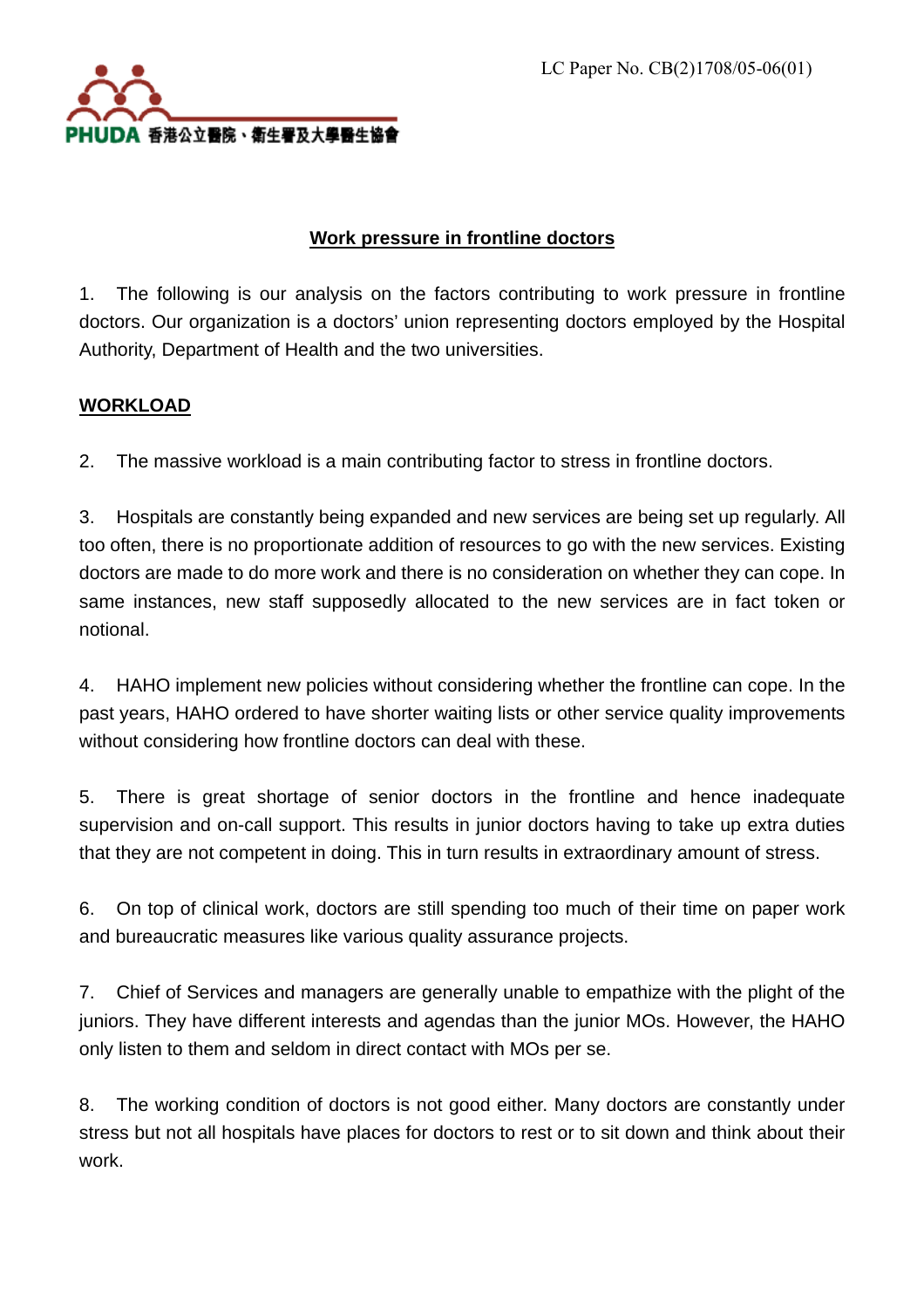LC Paper No. CB(2)1708/05-06(01)

PHUDA 香港公立醫院、衛生署及大學醫生協會

# Work pressure in frontline doctors

1. The following is our analysis on the factors contributing to work pressure in frontline doctors. Our organization is a doctors' union representing doctors employed by the Hospital Authority, Department of Health and the two universities.

## WORKLOAD

2. The massive workload is a main contributing factor to stress in frontline doctors.

3. Hospitals are constantly being expanded and new services are being set up regularly. All too often, there is no proportionate addition of resources to go with the new services. Existing doctors are made to do more work and there is no consideration on whether they can cope. In same instances, new staff supposedly allocated to the new services are in fact token or notional.

4. HAHO implement new policies without considering whether the frontline can cope. In the past years, HAHO ordered to have shorter waiting lists or other service quality improvements without considering how frontline doctors can deal with these.

5. There is great shortage of senior doctors in the frontline and hence inadequate supervision and on-call support. This results in junior doctors having to take up extra duties that they are not competent in doing. This in turn results in extraordinary amount of stress.

6. On top of clinical work, doctors are still spending too much of their time on paper work and bureaucratic measures like various quality assurance projects.

7. Chief of Services and managers are generally unable to empathize with the plight of the juniors. They have different interests and agendas than the junior MOs. However, the HAHO only listen to them and seldom in direct contact with MOs per se.

8. The working condition of doctors is not good either. Many doctors are constantly under stress but not all hospitals have places for doctors to rest or to sit down and think about their work.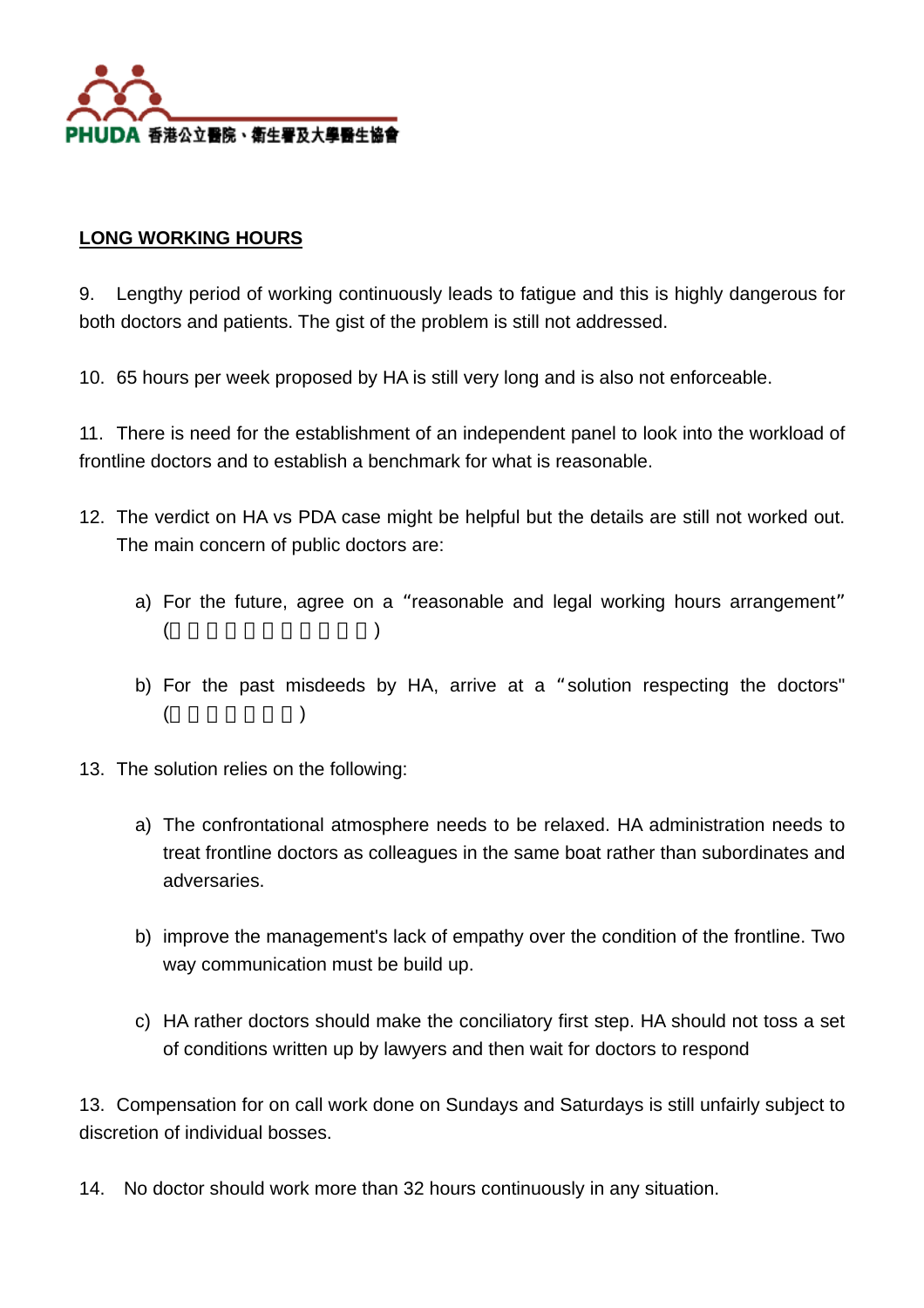## LONG WORKING HOURS

9. Lengthy period of working continuously leads to fatigue and this is highly dangerous for both doctors and patients. The gist of the problem is still not addressed.

10. 65 hours per week proposed by HA is still very long and is also not enforceable.

11. There is need for the establishment of an independent panel to look into the workload of frontline doctors and to establish a benchmark for what is reasonable.

12. The verdict on HA vs PDA case might be helpful but the details are still not worked out. The main concern of public doctors are:

    a) For the future, agree on a “reasonable and legal working hours arrangement” (□□□□□□□□□□□)

    b) For the past misdeeds by HA, arrive at a “solution respecting the doctors" (□□□□□□□)

13. The solution relies on the following:

    a) The confrontational atmosphere needs to be relaxed. HA administration needs to treat frontline doctors as colleagues in the same boat rather than subordinates and adversaries.

    b) improve the management's lack of empathy over the condition of the frontline. Two way communication must be build up.

    c) HA rather doctors should make the conciliatory first step. HA should not toss a set of conditions written up by lawyers and then wait for doctors to respond

13. Compensation for on call work done on Sundays and Saturdays is still unfairly subject to discretion of individual bosses.

14. No doctor should work more than 32 hours continuously in any situation.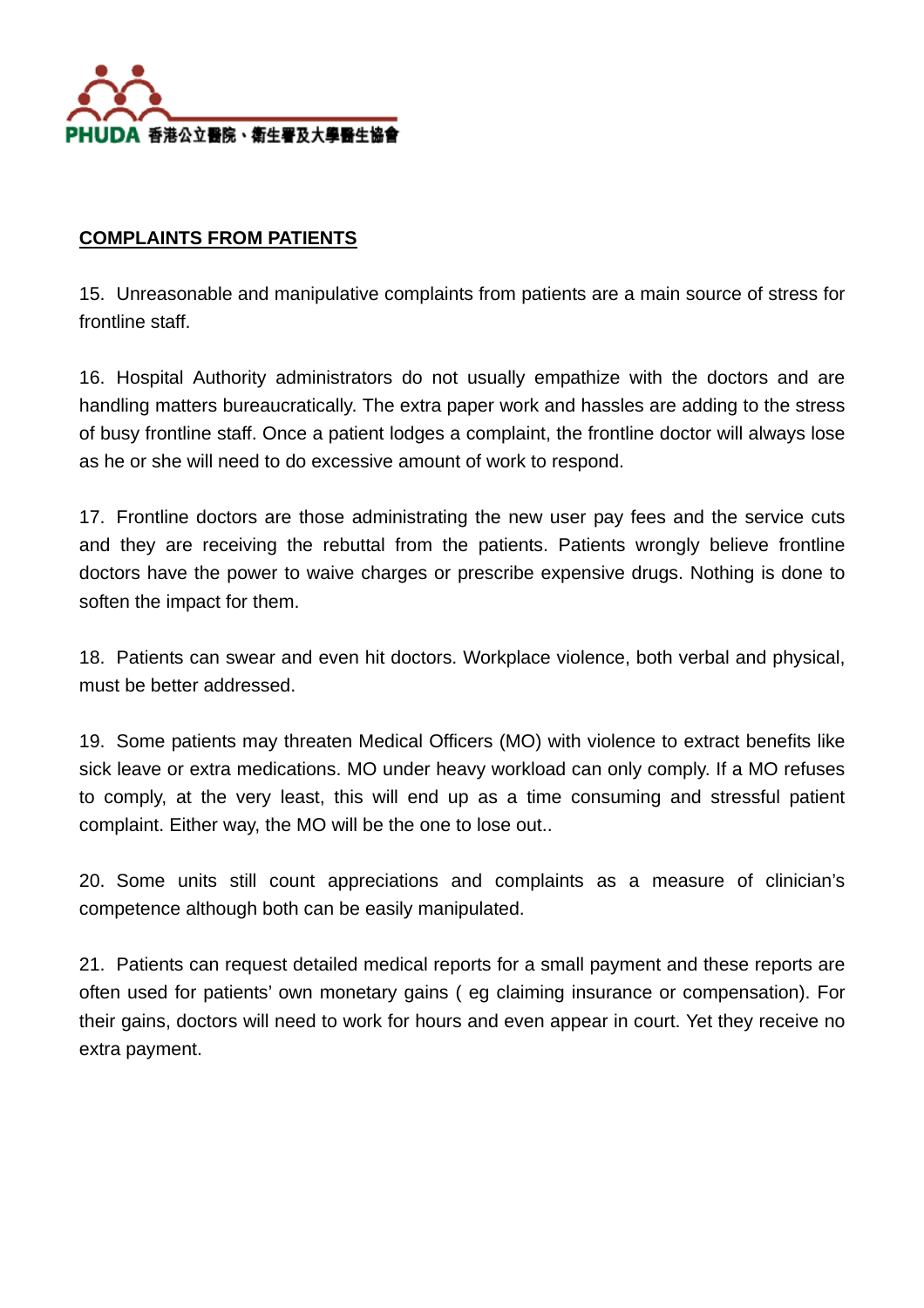## COMPLAINTS FROM PATIENTS

15. Unreasonable and manipulative complaints from patients are a main source of stress for frontline staff.

16. Hospital Authority administrators do not usually empathize with the doctors and are handling matters bureaucratically. The extra paper work and hassles are adding to the stress of busy frontline staff. Once a patient lodges a complaint, the frontline doctor will always lose as he or she will need to do excessive amount of work to respond.

17. Frontline doctors are those administrating the new user pay fees and the service cuts and they are receiving the rebuttal from the patients. Patients wrongly believe frontline doctors have the power to waive charges or prescribe expensive drugs. Nothing is done to soften the impact for them.

18. Patients can swear and even hit doctors. Workplace violence, both verbal and physical, must be better addressed.

19. Some patients may threaten Medical Officers (MO) with violence to extract benefits like sick leave or extra medications. MO under heavy workload can only comply. If a MO refuses to comply, at the very least, this will end up as a time consuming and stressful patient complaint. Either way, the MO will be the one to lose out..

20. Some units still count appreciations and complaints as a measure of clinician's competence although both can be easily manipulated.

21. Patients can request detailed medical reports for a small payment and these reports are often used for patients' own monetary gains ( eg claiming insurance or compensation). For their gains, doctors will need to work for hours and even appear in court. Yet they receive no extra payment.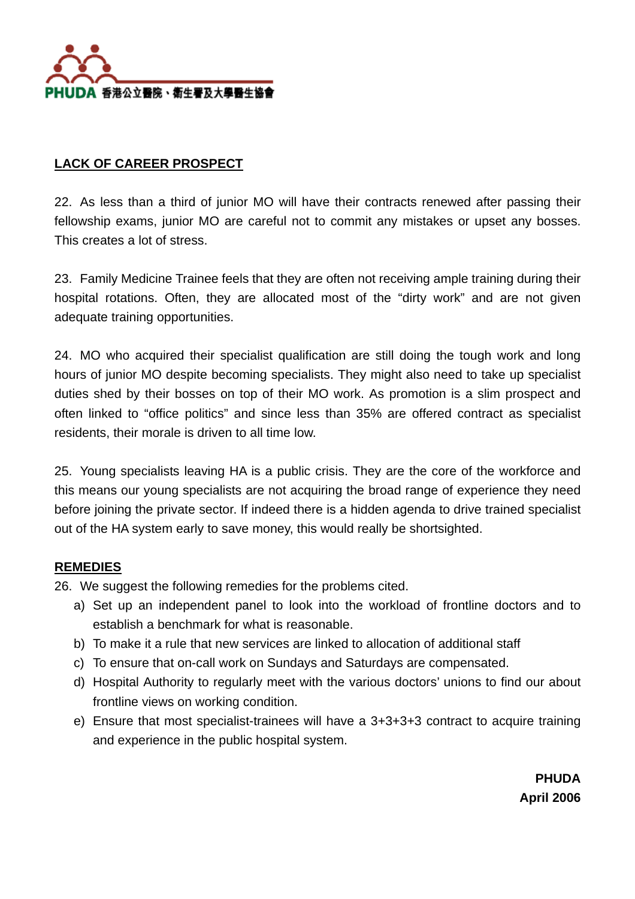## LACK OF CAREER PROSPECT

22. As less than a third of junior MO will have their contracts renewed after passing their fellowship exams, junior MO are careful not to commit any mistakes or upset any bosses. This creates a lot of stress.

23. Family Medicine Trainee feels that they are often not receiving ample training during their hospital rotations. Often, they are allocated most of the “dirty work” and are not given adequate training opportunities.

24. MO who acquired their specialist qualification are still doing the tough work and long hours of junior MO despite becoming specialists. They might also need to take up specialist duties shed by their bosses on top of their MO work. As promotion is a slim prospect and often linked to “office politics” and since less than 35% are offered contract as specialist residents, their morale is driven to all time low.

25. Young specialists leaving HA is a public crisis. They are the core of the workforce and this means our young specialists are not acquiring the broad range of experience they need before joining the private sector. If indeed there is a hidden agenda to drive trained specialist out of the HA system early to save money, this would really be shortsighted.

## REMEDIES

26. We suggest the following remedies for the problems cited.

a) Set up an independent panel to look into the workload of frontline doctors and to establish a benchmark for what is reasonable.
b) To make it a rule that new services are linked to allocation of additional staff
c) To ensure that on-call work on Sundays and Saturdays are compensated.
d) Hospital Authority to regularly meet with the various doctors’ unions to find our about frontline views on working condition.
e) Ensure that most specialist-trainees will have a 3+3+3+3 contract to acquire training and experience in the public hospital system.

**PHUDA**
**April 2006**